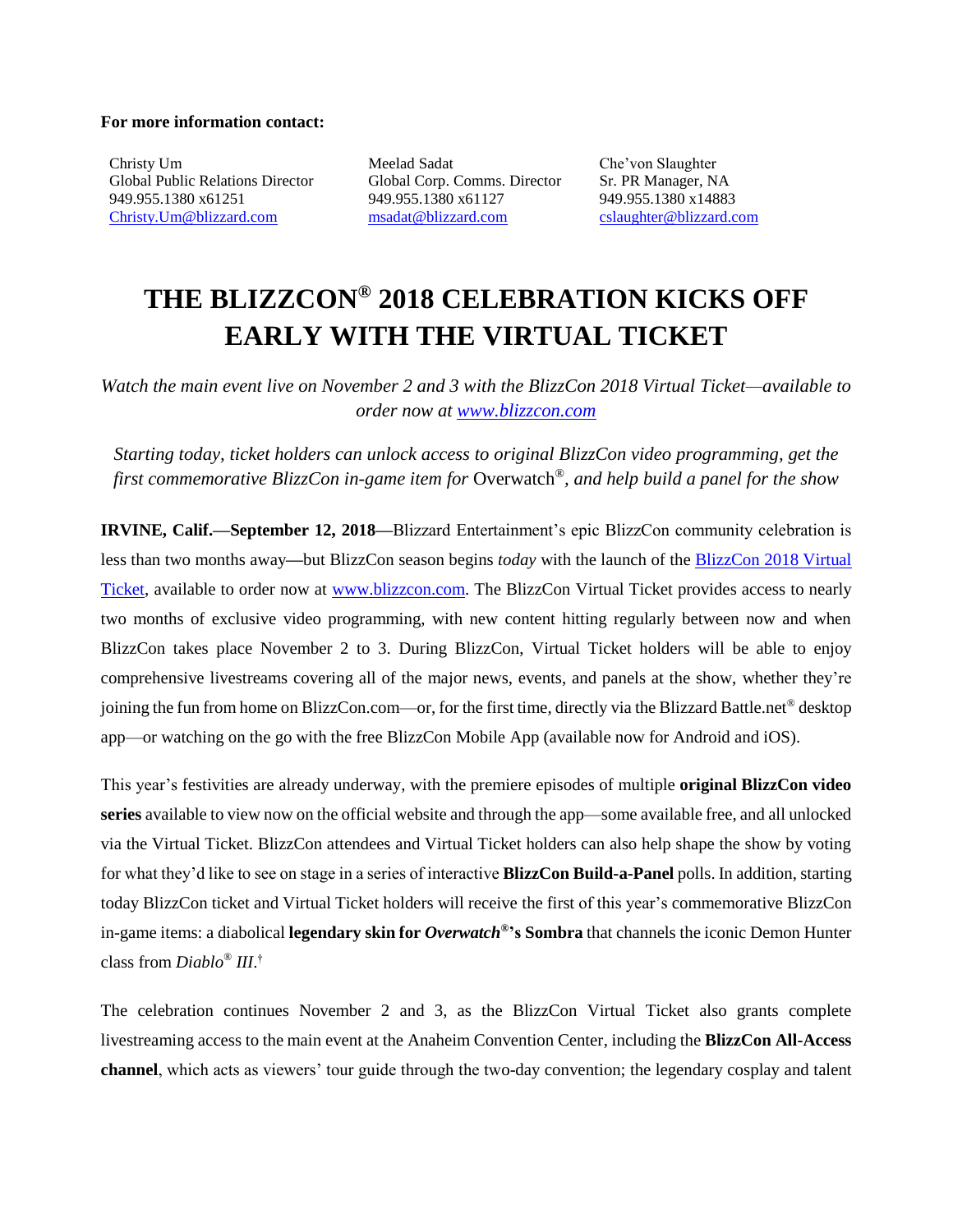**For more information contact:**

| Christy Um | Meelad Sadat | Che'von Slaughter |
|---|---|---|
| Global Public Relations Director | Global Corp. Comms. Director | Sr. PR Manager, NA |
| 949.955.1380 x61251 | 949.955.1380 x61127 | 949.955.1380 x14883 |
| Christy.Um@blizzard.com | msadat@blizzard.com | cslaughter@blizzard.com |

# THE BLIZZCON® 2018 CELEBRATION KICKS OFF EARLY WITH THE VIRTUAL TICKET

*Watch the main event live on November 2 and 3 with the BlizzCon 2018 Virtual Ticket—available to order now at www.blizzcon.com*

*Starting today, ticket holders can unlock access to original BlizzCon video programming, get the first commemorative BlizzCon in-game item for* Overwatch®*, and help build a panel for the show*

**IRVINE, Calif.—September 12, 2018—**Blizzard Entertainment's epic BlizzCon community celebration is less than two months away—but BlizzCon season begins *today* with the launch of the BlizzCon 2018 Virtual Ticket, available to order now at www.blizzcon.com. The BlizzCon Virtual Ticket provides access to nearly two months of exclusive video programming, with new content hitting regularly between now and when BlizzCon takes place November 2 to 3. During BlizzCon, Virtual Ticket holders will be able to enjoy comprehensive livestreams covering all of the major news, events, and panels at the show, whether they're joining the fun from home on BlizzCon.com—or, for the first time, directly via the Blizzard Battle.net® desktop app—or watching on the go with the free BlizzCon Mobile App (available now for Android and iOS).

This year's festivities are already underway, with the premiere episodes of multiple **original BlizzCon video series** available to view now on the official website and through the app—some available free, and all unlocked via the Virtual Ticket. BlizzCon attendees and Virtual Ticket holders can also help shape the show by voting for what they'd like to see on stage in a series of interactive **BlizzCon Build-a-Panel** polls. In addition, starting today BlizzCon ticket and Virtual Ticket holders will receive the first of this year's commemorative BlizzCon in-game items: a diabolical **legendary skin for *Overwatch*®'s Sombra** that channels the iconic Demon Hunter class from *Diablo® III*.†

The celebration continues November 2 and 3, as the BlizzCon Virtual Ticket also grants complete livestreaming access to the main event at the Anaheim Convention Center, including the **BlizzCon All-Access channel**, which acts as viewers' tour guide through the two-day convention; the legendary cosplay and talent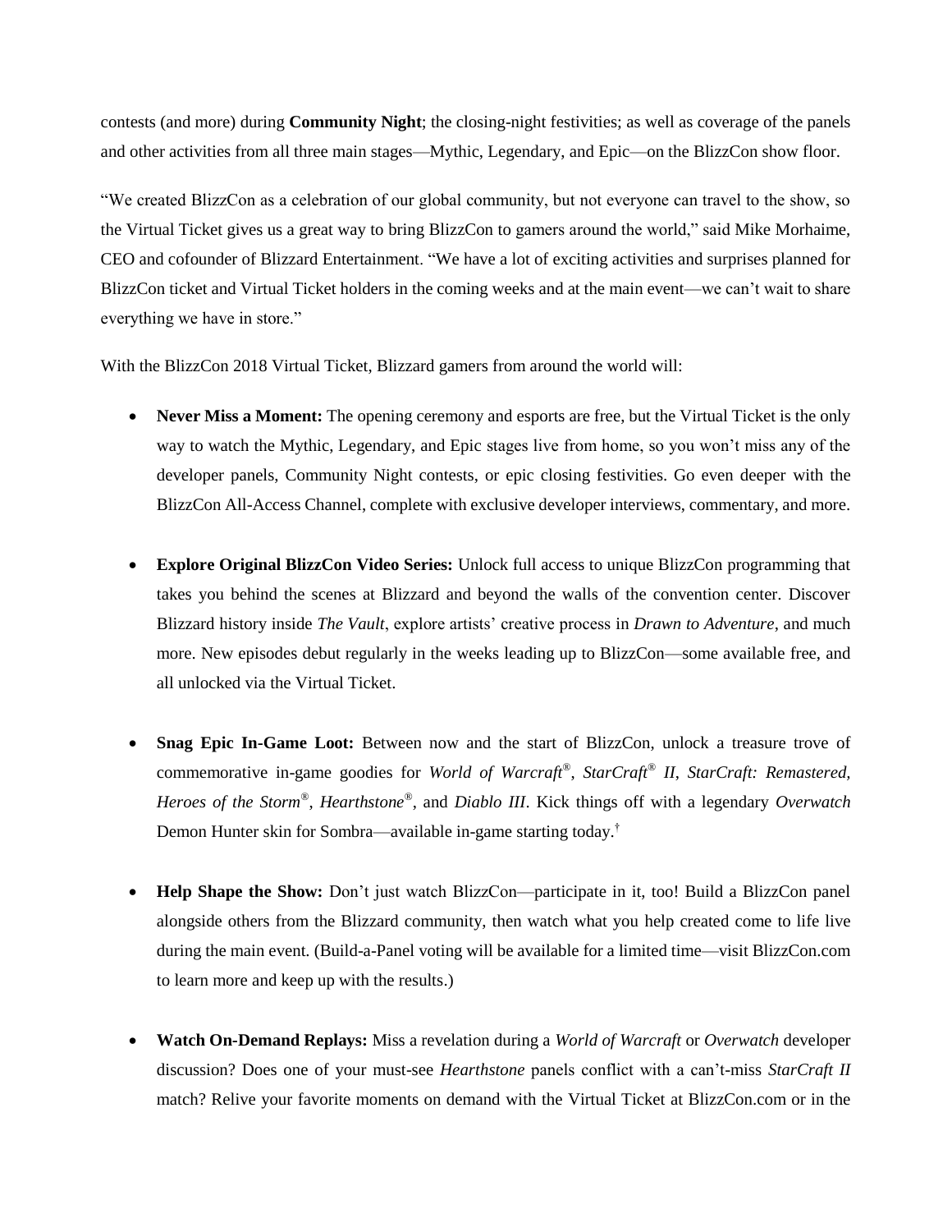contests (and more) during **Community Night**; the closing-night festivities; as well as coverage of the panels and other activities from all three main stages—Mythic, Legendary, and Epic—on the BlizzCon show floor.

"We created BlizzCon as a celebration of our global community, but not everyone can travel to the show, so the Virtual Ticket gives us a great way to bring BlizzCon to gamers around the world," said Mike Morhaime, CEO and cofounder of Blizzard Entertainment. "We have a lot of exciting activities and surprises planned for BlizzCon ticket and Virtual Ticket holders in the coming weeks and at the main event—we can't wait to share everything we have in store."

With the BlizzCon 2018 Virtual Ticket, Blizzard gamers from around the world will:

- **Never Miss a Moment:** The opening ceremony and esports are free, but the Virtual Ticket is the only way to watch the Mythic, Legendary, and Epic stages live from home, so you won't miss any of the developer panels, Community Night contests, or epic closing festivities. Go even deeper with the BlizzCon All-Access Channel, complete with exclusive developer interviews, commentary, and more.

- **Explore Original BlizzCon Video Series:** Unlock full access to unique BlizzCon programming that takes you behind the scenes at Blizzard and beyond the walls of the convention center. Discover Blizzard history inside *The Vault*, explore artists' creative process in *Drawn to Adventure*, and much more. New episodes debut regularly in the weeks leading up to BlizzCon—some available free, and all unlocked via the Virtual Ticket.

- **Snag Epic In-Game Loot:** Between now and the start of BlizzCon, unlock a treasure trove of commemorative in-game goodies for *World of Warcraft®*, *StarCraft® II*, *StarCraft: Remastered, Heroes of the Storm®*, *Hearthstone®*, and *Diablo III*. Kick things off with a legendary *Overwatch* Demon Hunter skin for Sombra—available in-game starting today.†

- **Help Shape the Show:** Don't just watch BlizzCon—participate in it, too! Build a BlizzCon panel alongside others from the Blizzard community, then watch what you help created come to life live during the main event. (Build-a-Panel voting will be available for a limited time—visit BlizzCon.com to learn more and keep up with the results.)

- **Watch On-Demand Replays:** Miss a revelation during a *World of Warcraft* or *Overwatch* developer discussion? Does one of your must-see *Hearthstone* panels conflict with a can't-miss *StarCraft II* match? Relive your favorite moments on demand with the Virtual Ticket at BlizzCon.com or in the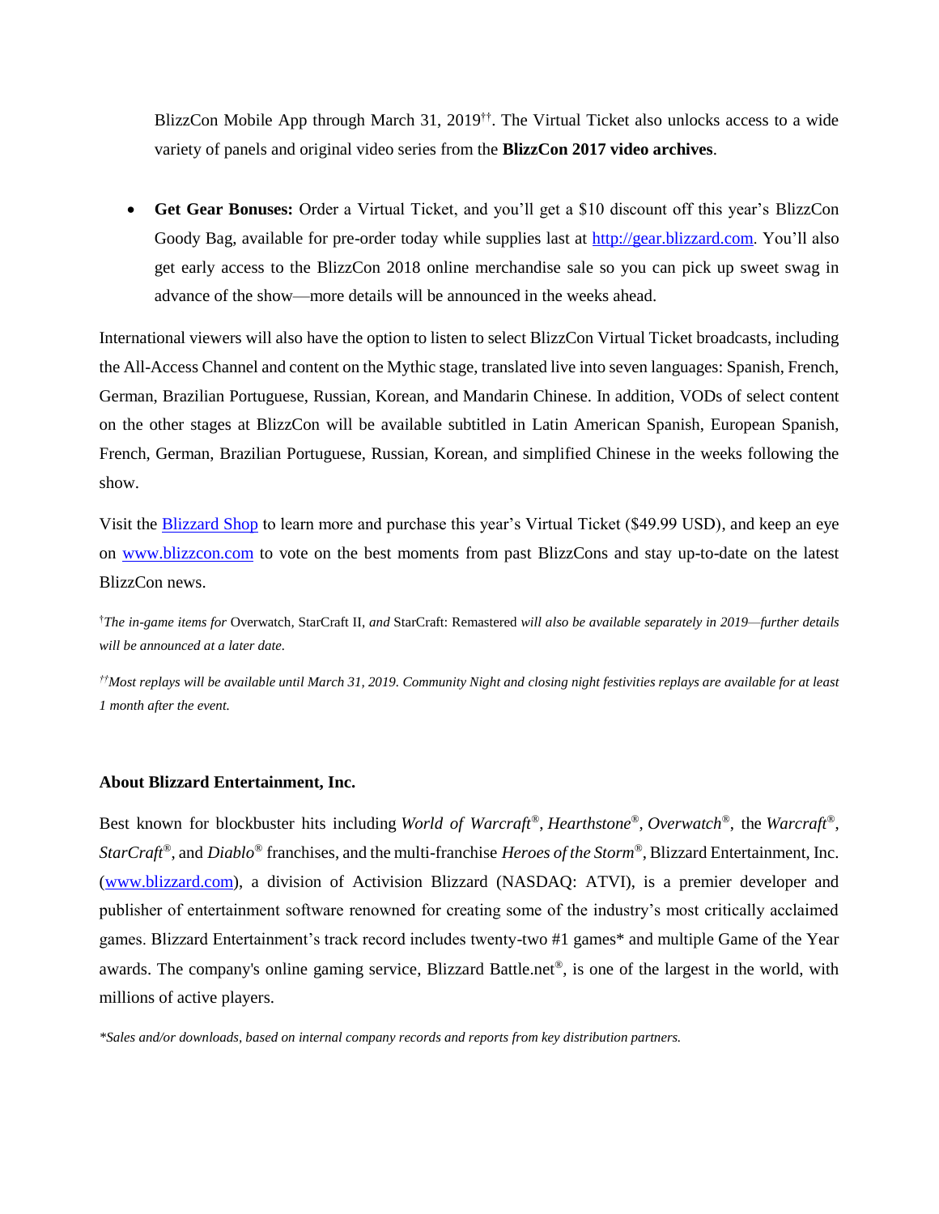BlizzCon Mobile App through March 31, 2019[††]. The Virtual Ticket also unlocks access to a wide variety of panels and original video series from the **BlizzCon 2017 video archives**.

- **Get Gear Bonuses:** Order a Virtual Ticket, and you'll get a $10 discount off this year's BlizzCon Goody Bag, available for pre-order today while supplies last at [http://gear.blizzard.com](http://gear.blizzard.com). You'll also get early access to the BlizzCon 2018 online merchandise sale so you can pick up sweet swag in advance of the show—more details will be announced in the weeks ahead.

International viewers will also have the option to listen to select BlizzCon Virtual Ticket broadcasts, including the All-Access Channel and content on the Mythic stage, translated live into seven languages: Spanish, French, German, Brazilian Portuguese, Russian, Korean, and Mandarin Chinese. In addition, VODs of select content on the other stages at BlizzCon will be available subtitled in Latin American Spanish, European Spanish, French, German, Brazilian Portuguese, Russian, Korean, and simplified Chinese in the weeks following the show.

Visit the [Blizzard Shop]() to learn more and purchase this year's Virtual Ticket ($49.99 USD), and keep an eye on [www.blizzcon.com](http://www.blizzcon.com) to vote on the best moments from past BlizzCons and stay up-to-date on the latest BlizzCon news.

[†]*The in-game items for* Overwatch, StarCraft II, *and* StarCraft: Remastered *will also be available separately in 2019—further details will be announced at a later date.*

[††]*Most replays will be available until March 31, 2019. Community Night and closing night festivities replays are available for at least 1 month after the event.*

**About Blizzard Entertainment, Inc.**

Best known for blockbuster hits including *World of Warcraft*®, *Hearthstone*®, *Overwatch*®, the *Warcraft*®, *StarCraft*®, and *Diablo*® franchises, and the multi-franchise *Heroes of the Storm*®, Blizzard Entertainment, Inc. ([www.blizzard.com](http://www.blizzard.com)), a division of Activision Blizzard (NASDAQ: ATVI), is a premier developer and publisher of entertainment software renowned for creating some of the industry's most critically acclaimed games. Blizzard Entertainment's track record includes twenty-two #1 games* and multiple Game of the Year awards. The company's online gaming service, Blizzard Battle.net®, is one of the largest in the world, with millions of active players.

**Sales and/or downloads, based on internal company records and reports from key distribution partners.*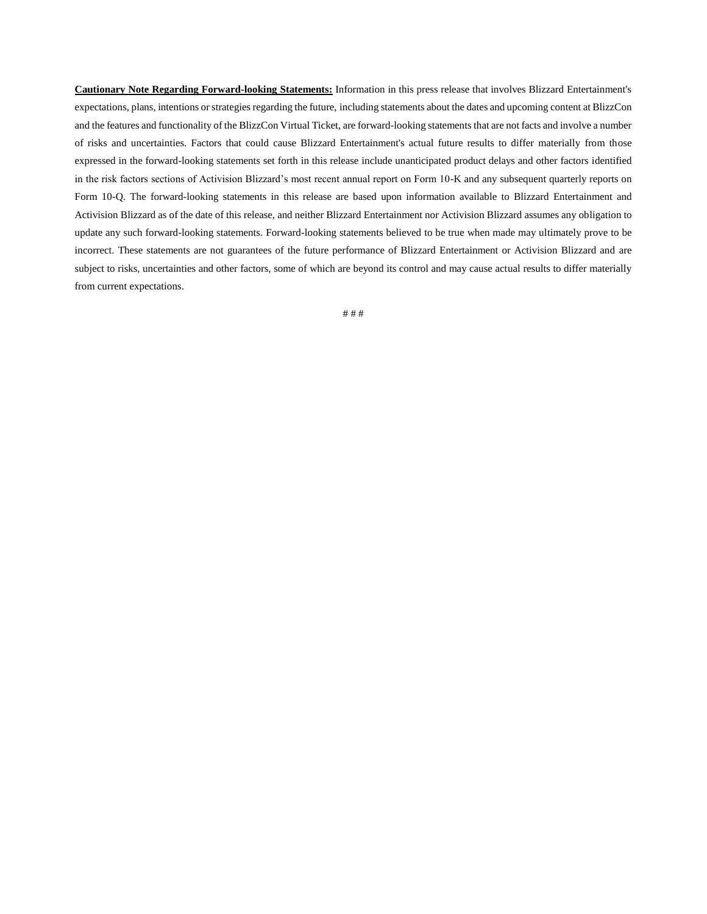**<u>Cautionary Note Regarding Forward-looking Statements:</u>** Information in this press release that involves Blizzard Entertainment's expectations, plans, intentions or strategies regarding the future, including statements about the dates and upcoming content at BlizzCon and the features and functionality of the BlizzCon Virtual Ticket, are forward-looking statements that are not facts and involve a number of risks and uncertainties. Factors that could cause Blizzard Entertainment's actual future results to differ materially from those expressed in the forward-looking statements set forth in this release include unanticipated product delays and other factors identified in the risk factors sections of Activision Blizzard's most recent annual report on Form 10-K and any subsequent quarterly reports on Form 10-Q. The forward-looking statements in this release are based upon information available to Blizzard Entertainment and Activision Blizzard as of the date of this release, and neither Blizzard Entertainment nor Activision Blizzard assumes any obligation to update any such forward-looking statements. Forward-looking statements believed to be true when made may ultimately prove to be incorrect. These statements are not guarantees of the future performance of Blizzard Entertainment or Activision Blizzard and are subject to risks, uncertainties and other factors, some of which are beyond its control and may cause actual results to differ materially from current expectations.

# # #